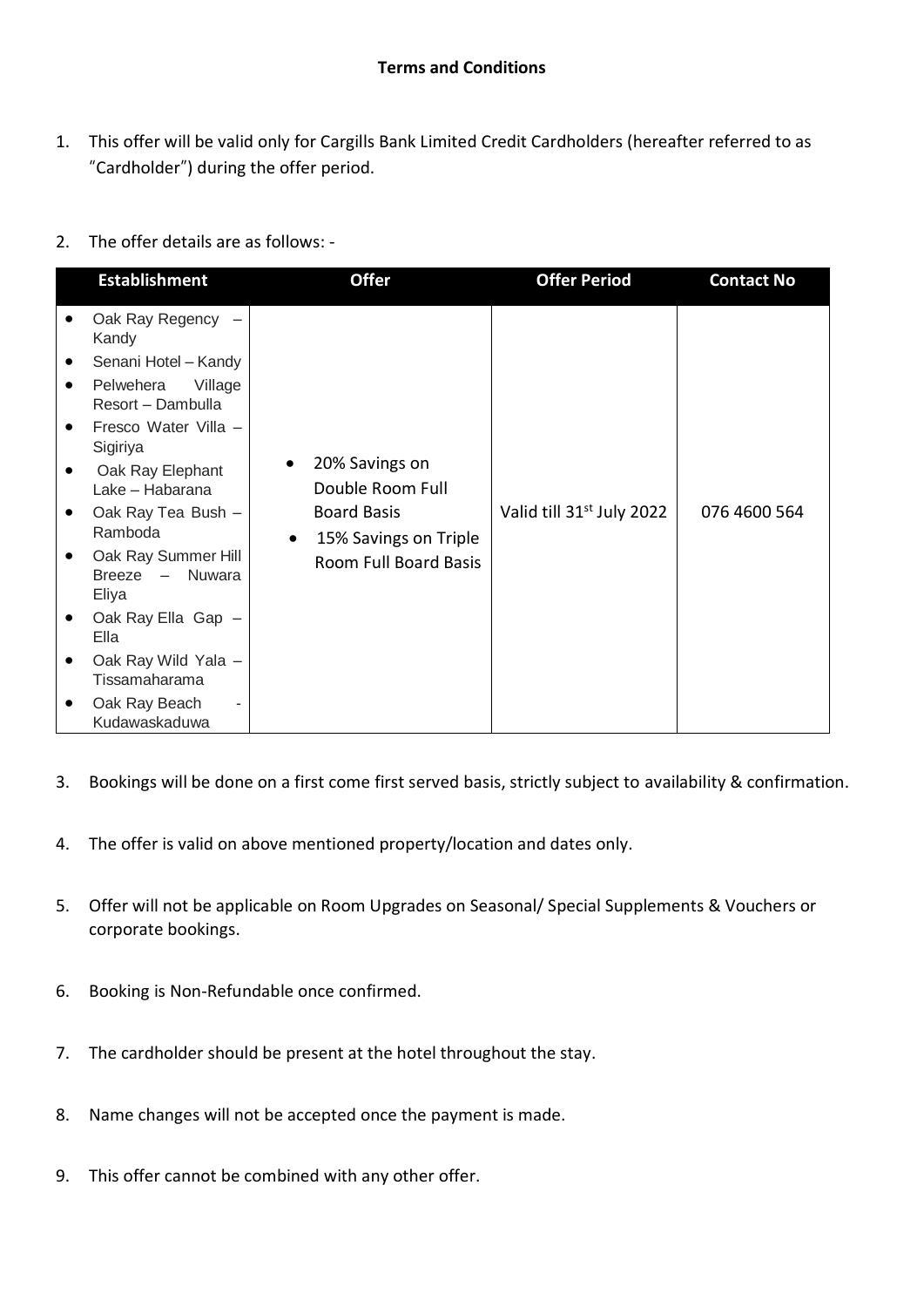**Terms and Conditions**

1. This offer will be valid only for Cargills Bank Limited Credit Cardholders (hereafter referred to as "Cardholder") during the offer period.

2. The offer details are as follows: -

| Establishment | Offer | Offer Period | Contact No |
|---|---|---|---|
| • Oak Ray Regency – Kandy<br>• Senani Hotel – Kandy<br>• Pelwehera Village Resort – Dambulla<br>• Fresco Water Villa – Sigiriya<br>• Oak Ray Elephant Lake – Habarana<br>• Oak Ray Tea Bush – Ramboda<br>• Oak Ray Summer Hill Breeze – Nuwara Eliya<br>• Oak Ray Ella Gap – Ella<br>• Oak Ray Wild Yala – Tissamaharama<br>• Oak Ray Beach - Kudawaskaduwa | • 20% Savings on Double Room Full Board Basis<br>• 15% Savings on Triple Room Full Board Basis | Valid till 31st July 2022 | 076 4600 564 |

3. Bookings will be done on a first come first served basis, strictly subject to availability & confirmation.

4. The offer is valid on above mentioned property/location and dates only.

5. Offer will not be applicable on Room Upgrades on Seasonal/ Special Supplements & Vouchers or corporate bookings.

6. Booking is Non-Refundable once confirmed.

7. The cardholder should be present at the hotel throughout the stay.

8. Name changes will not be accepted once the payment is made.

9. This offer cannot be combined with any other offer.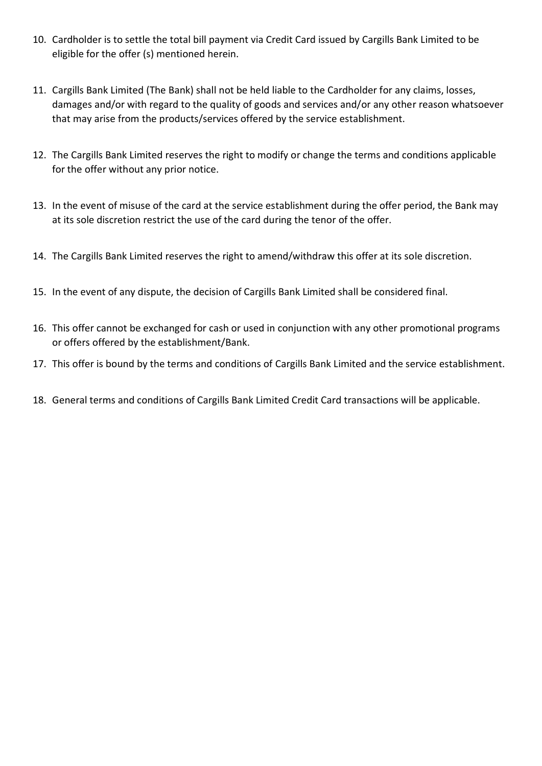10. Cardholder is to settle the total bill payment via Credit Card issued by Cargills Bank Limited to be eligible for the offer (s) mentioned herein.

11. Cargills Bank Limited (The Bank) shall not be held liable to the Cardholder for any claims, losses, damages and/or with regard to the quality of goods and services and/or any other reason whatsoever that may arise from the products/services offered by the service establishment.

12. The Cargills Bank Limited reserves the right to modify or change the terms and conditions applicable for the offer without any prior notice.

13. In the event of misuse of the card at the service establishment during the offer period, the Bank may at its sole discretion restrict the use of the card during the tenor of the offer.

14. The Cargills Bank Limited reserves the right to amend/withdraw this offer at its sole discretion.

15. In the event of any dispute, the decision of Cargills Bank Limited shall be considered final.

16. This offer cannot be exchanged for cash or used in conjunction with any other promotional programs or offers offered by the establishment/Bank.

17. This offer is bound by the terms and conditions of Cargills Bank Limited and the service establishment.

18. General terms and conditions of Cargills Bank Limited Credit Card transactions will be applicable.